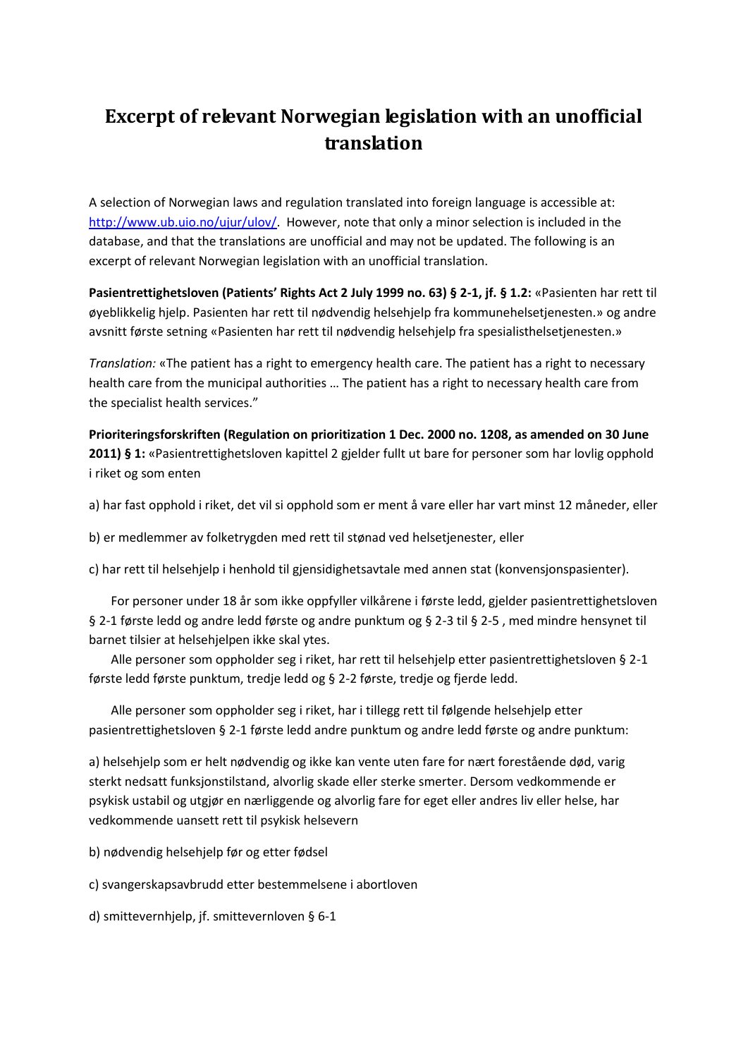# Excerpt of relevant Norwegian legislation with an unofficial translation

A selection of Norwegian laws and regulation translated into foreign language is accessible at: [http://www.ub.uio.no/ujur/ulov/](http://www.ub.uio.no/ujur/ulov/). However, note that only a minor selection is included in the database, and that the translations are unofficial and may not be updated. The following is an excerpt of relevant Norwegian legislation with an unofficial translation.

**Pasientrettighetsloven (Patients' Rights Act 2 July 1999 no. 63) § 2-1, jf. § 1.2:** «Pasienten har rett til øyeblikkelig hjelp. Pasienten har rett til nødvendig helsehjelp fra kommunehelsetjenesten.» og andre avsnitt første setning «Pasienten har rett til nødvendig helsehjelp fra spesialisthelsetjenesten.»

*Translation:* «The patient has a right to emergency health care. The patient has a right to necessary health care from the municipal authorities … The patient has a right to necessary health care from the specialist health services."

**Prioriteringsforskriften (Regulation on prioritization 1 Dec. 2000 no. 1208, as amended on 30 June 2011) § 1:** «Pasientrettighetsloven kapittel 2 gjelder fullt ut bare for personer som har lovlig opphold i riket og som enten

a) har fast opphold i riket, det vil si opphold som er ment å vare eller har vart minst 12 måneder, eller

b) er medlemmer av folketrygden med rett til stønad ved helsetjenester, eller

c) har rett til helsehjelp i henhold til gjensidighetsavtale med annen stat (konvensjonspasienter).

For personer under 18 år som ikke oppfyller vilkårene i første ledd, gjelder pasientrettighetsloven § 2-1 første ledd og andre ledd første og andre punktum og § 2-3 til § 2-5 , med mindre hensynet til barnet tilsier at helsehjelpen ikke skal ytes.

Alle personer som oppholder seg i riket, har rett til helsehjelp etter pasientrettighetsloven § 2-1 første ledd første punktum, tredje ledd og § 2-2 første, tredje og fjerde ledd.

Alle personer som oppholder seg i riket, har i tillegg rett til følgende helsehjelp etter pasientrettighetsloven § 2-1 første ledd andre punktum og andre ledd første og andre punktum:

a) helsehjelp som er helt nødvendig og ikke kan vente uten fare for nært forestående død, varig sterkt nedsatt funksjonstilstand, alvorlig skade eller sterke smerter. Dersom vedkommende er psykisk ustabil og utgjør en nærliggende og alvorlig fare for eget eller andres liv eller helse, har vedkommende uansett rett til psykisk helsevern

b) nødvendig helsehjelp før og etter fødsel

c) svangerskapsavbrudd etter bestemmelsene i abortloven

d) smittevernhjelp, jf. smittevernloven § 6-1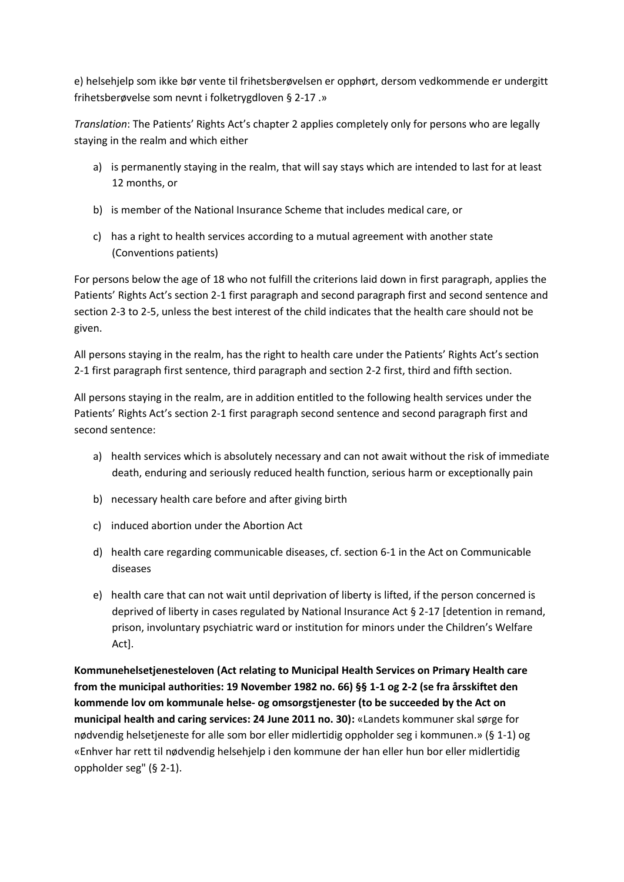e) helsehjelp som ikke bør vente til frihetsberøvelsen er opphørt, dersom vedkommende er undergitt frihetsberøvelse som nevnt i folketrygdloven § 2-17 .»

*Translation*: The Patients' Rights Act's chapter 2 applies completely only for persons who are legally staying in the realm and which either

a) is permanently staying in the realm, that will say stays which are intended to last for at least 12 months, or

b) is member of the National Insurance Scheme that includes medical care, or

c) has a right to health services according to a mutual agreement with another state (Conventions patients)

For persons below the age of 18 who not fulfill the criterions laid down in first paragraph, applies the Patients' Rights Act's section 2-1 first paragraph and second paragraph first and second sentence and section 2-3 to 2-5, unless the best interest of the child indicates that the health care should not be given.

All persons staying in the realm, has the right to health care under the Patients' Rights Act's section 2-1 first paragraph first sentence, third paragraph and section 2-2 first, third and fifth section.

All persons staying in the realm, are in addition entitled to the following health services under the Patients' Rights Act's section 2-1 first paragraph second sentence and second paragraph first and second sentence:

a) health services which is absolutely necessary and can not await without the risk of immediate death, enduring and seriously reduced health function, serious harm or exceptionally pain

b) necessary health care before and after giving birth

c) induced abortion under the Abortion Act

d) health care regarding communicable diseases, cf. section 6-1 in the Act on Communicable diseases

e) health care that can not wait until deprivation of liberty is lifted, if the person concerned is deprived of liberty in cases regulated by National Insurance Act § 2-17 [detention in remand, prison, involuntary psychiatric ward or institution for minors under the Children's Welfare Act].

**Kommunehelsetjenesteloven (Act relating to Municipal Health Services on Primary Health care from the municipal authorities: 19 November 1982 no. 66) §§ 1-1 og 2-2 (se fra årsskiftet den kommende lov om kommunale helse- og omsorgstjenester (to be succeeded by the Act on municipal health and caring services: 24 June 2011 no. 30):** «Landets kommuner skal sørge for nødvendig helsetjeneste for alle som bor eller midlertidig oppholder seg i kommunen.» (§ 1-1) og «Enhver har rett til nødvendig helsehjelp i den kommune der han eller hun bor eller midlertidig oppholder seg" (§ 2-1).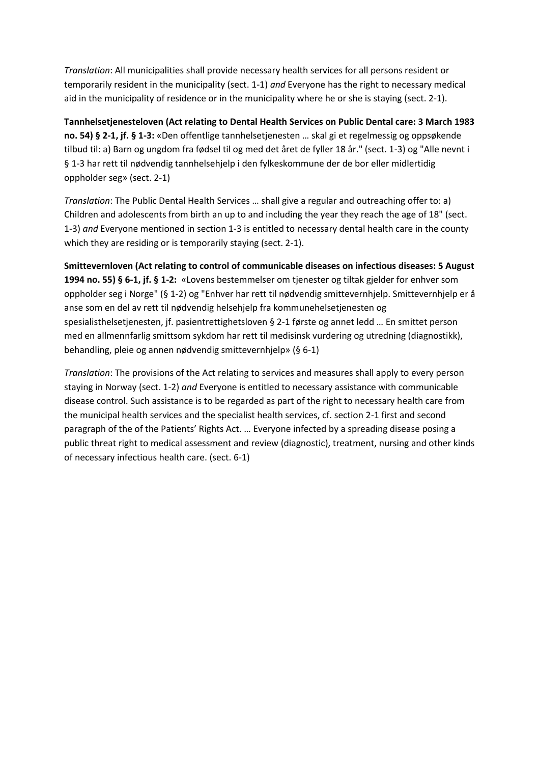*Translation*: All municipalities shall provide necessary health services for all persons resident or temporarily resident in the municipality (sect. 1-1) *and* Everyone has the right to necessary medical aid in the municipality of residence or in the municipality where he or she is staying (sect. 2-1).

**Tannhelsetjenesteloven (Act relating to Dental Health Services on Public Dental care: 3 March 1983 no. 54) § 2-1, jf. § 1-3:** «Den offentlige tannhelsetjenesten … skal gi et regelmessig og oppsøkende tilbud til: a) Barn og ungdom fra fødsel til og med det året de fyller 18 år." (sect. 1-3) og "Alle nevnt i § 1-3 har rett til nødvendig tannhelsehjelp i den fylkeskommune der de bor eller midlertidig oppholder seg» (sect. 2-1)

*Translation*: The Public Dental Health Services … shall give a regular and outreaching offer to: a) Children and adolescents from birth an up to and including the year they reach the age of 18" (sect. 1-3) *and* Everyone mentioned in section 1-3 is entitled to necessary dental health care in the county which they are residing or is temporarily staying (sect. 2-1).

**Smittevernloven (Act relating to control of communicable diseases on infectious diseases: 5 August 1994 no. 55) § 6-1, jf. § 1-2:** «Lovens bestemmelser om tjenester og tiltak gjelder for enhver som oppholder seg i Norge" (§ 1-2) og "Enhver har rett til nødvendig smittevernhjelp. Smittevernhjelp er å anse som en del av rett til nødvendig helsehjelp fra kommunehelsetjenesten og spesialisthelsetjenesten, jf. pasientrettighetsloven § 2-1 første og annet ledd … En smittet person med en allmennfarlig smittsom sykdom har rett til medisinsk vurdering og utredning (diagnostikk), behandling, pleie og annen nødvendig smittevernhjelp» (§ 6-1)

*Translation*: The provisions of the Act relating to services and measures shall apply to every person staying in Norway (sect. 1-2) *and* Everyone is entitled to necessary assistance with communicable disease control. Such assistance is to be regarded as part of the right to necessary health care from the municipal health services and the specialist health services, cf. section 2-1 first and second paragraph of the of the Patients' Rights Act. … Everyone infected by a spreading disease posing a public threat right to medical assessment and review (diagnostic), treatment, nursing and other kinds of necessary infectious health care. (sect. 6-1)